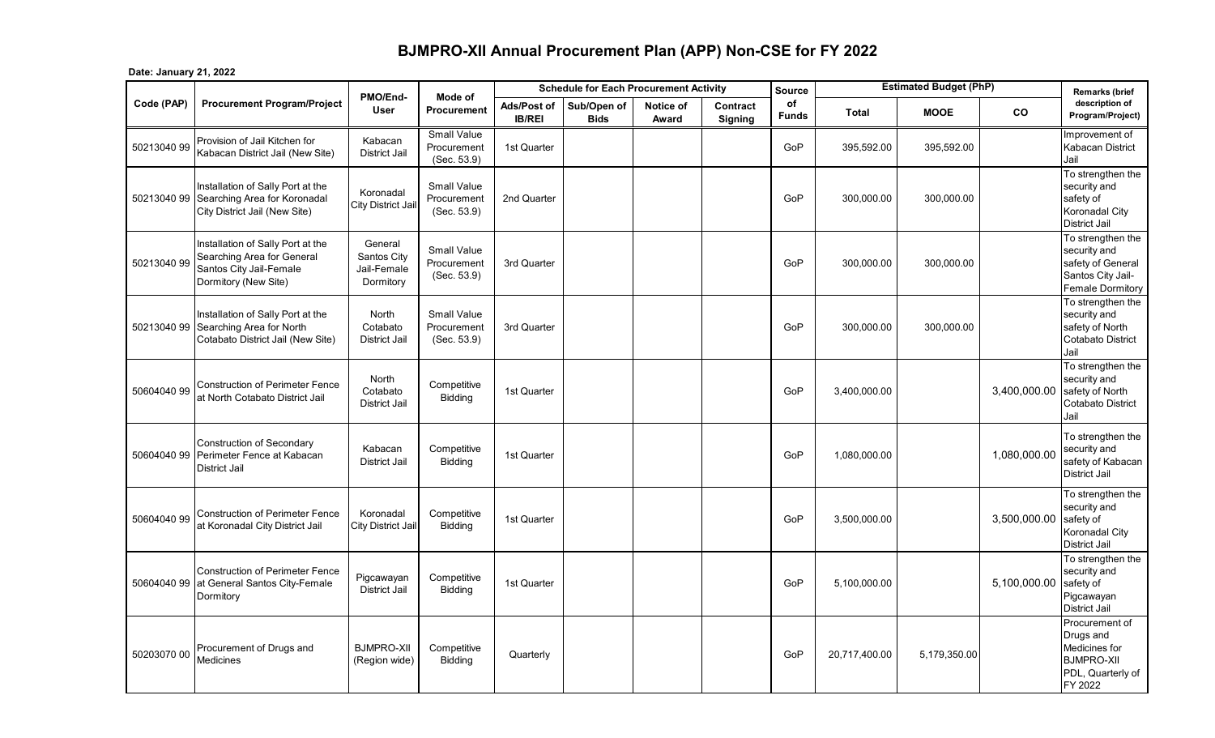# BJMPRO-XII Annual Procurement Plan (APP) Non-CSE for FY 2022

**Date: January 21, 2022**

| Code (PAP) | Procurement Program/Project | PMO/End-User | Mode of Procurement | Schedule for Each Procurement Activity | | | | Source of Funds | Estimated Budget (PhP) | | | Remarks (brief description of Program/Project) |
|---|---|---|---|---|---|---|---|---|---|---|---|---|
| | | | | Ads/Post of IB/REI | Sub/Open of Bids | Notice of Award | Contract Signing | | Total | MOOE | CO | |
| 50213040 99 | Provision of Jail Kitchen for Kabacan District Jail (New Site) | Kabacan District Jail | Small Value Procurement (Sec. 53.9) | 1st Quarter | | | | GoP | 395,592.00 | 395,592.00 | | Improvement of Kabacan District Jail |
| 50213040 99 | Installation of Sally Port at the Searching Area for Koronadal City District Jail (New Site) | Koronadal City District Jail | Small Value Procurement (Sec. 53.9) | 2nd Quarter | | | | GoP | 300,000.00 | 300,000.00 | | To strengthen the security and safety of Koronadal City District Jail |
| 50213040 99 | Installation of Sally Port at the Searching Area for General Santos City Jail-Female Dormitory (New Site) | General Santos City Jail-Female Dormitory | Small Value Procurement (Sec. 53.9) | 3rd Quarter | | | | GoP | 300,000.00 | 300,000.00 | | To strengthen the security and safety of General Santos City Jail-Female Dormitory |
| 50213040 99 | Installation of Sally Port at the Searching Area for North Cotabato District Jail (New Site) | North Cotabato District Jail | Small Value Procurement (Sec. 53.9) | 3rd Quarter | | | | GoP | 300,000.00 | 300,000.00 | | To strengthen the security and safety of North Cotabato District Jail |
| 50604040 99 | Construction of Perimeter Fence at North Cotabato District Jail | North Cotabato District Jail | Competitive Bidding | 1st Quarter | | | | GoP | 3,400,000.00 | | 3,400,000.00 | To strengthen the security and safety of North Cotabato District Jail |
| 50604040 99 | Construction of Secondary Perimeter Fence at Kabacan District Jail | Kabacan District Jail | Competitive Bidding | 1st Quarter | | | | GoP | 1,080,000.00 | | 1,080,000.00 | To strengthen the security and safety of Kabacan District Jail |
| 50604040 99 | Construction of Perimeter Fence at Koronadal City District Jail | Koronadal City District Jail | Competitive Bidding | 1st Quarter | | | | GoP | 3,500,000.00 | | 3,500,000.00 | To strengthen the security and safety of Koronadal City District Jail |
| 50604040 99 | Construction of Perimeter Fence at General Santos City-Female Dormitory | Pigcawayan District Jail | Competitive Bidding | 1st Quarter | | | | GoP | 5,100,000.00 | | 5,100,000.00 | To strengthen the security and safety of Pigcawayan District Jail |
| 50203070 00 | Procurement of Drugs and Medicines | BJMPRO-XII (Region wide) | Competitive Bidding | Quarterly | | | | GoP | 20,717,400.00 | 5,179,350.00 | | Procurement of Drugs and Medicines for BJMPRO-XII PDL, Quarterly of FY 2022 |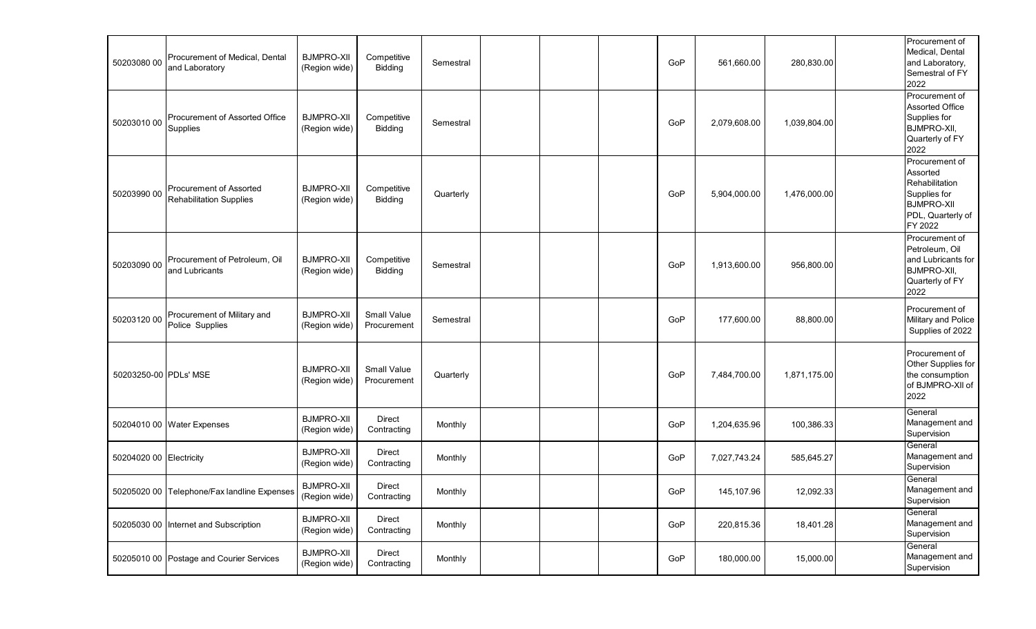| | | | | | | | | | | | | |
|---|---|---|---|---|---|---|---|---|---|---|---|---|
| 50203080 00 | Procurement of Medical, Dental and Laboratory | BJMPRO-XII (Region wide) | Competitive Bidding | Semestral | | | | GoP | 561,660.00 | 280,830.00 | | Procurement of Medical, Dental and Laboratory, Semestral of FY 2022 |
| 50203010 00 | Procurement of Assorted Office Supplies | BJMPRO-XII (Region wide) | Competitive Bidding | Semestral | | | | GoP | 2,079,608.00 | 1,039,804.00 | | Procurement of Assorted Office Supplies for BJMPRO-XII, Quarterly of FY 2022 |
| 50203990 00 | Procurement of Assorted Rehabilitation Supplies | BJMPRO-XII (Region wide) | Competitive Bidding | Quarterly | | | | GoP | 5,904,000.00 | 1,476,000.00 | | Procurement of Assorted Rehabilitation Supplies for BJMPRO-XII PDL, Quarterly of FY 2022 |
| 50203090 00 | Procurement of Petroleum, Oil and Lubricants | BJMPRO-XII (Region wide) | Competitive Bidding | Semestral | | | | GoP | 1,913,600.00 | 956,800.00 | | Procurement of Petroleum, Oil and Lubricants for BJMPRO-XII, Quarterly of FY 2022 |
| 50203120 00 | Procurement of Military and Police Supplies | BJMPRO-XII (Region wide) | Small Value Procurement | Semestral | | | | GoP | 177,600.00 | 88,800.00 | | Procurement of Military and Police Supplies of 2022 |
| 50203250-00 | PDLs' MSE | BJMPRO-XII (Region wide) | Small Value Procurement | Quarterly | | | | GoP | 7,484,700.00 | 1,871,175.00 | | Procurement of Other Supplies for the consumption of BJMPRO-XII of 2022 |
| 50204010 00 | Water Expenses | BJMPRO-XII (Region wide) | Direct Contracting | Monthly | | | | GoP | 1,204,635.96 | 100,386.33 | | General Management and Supervision |
| 50204020 00 | Electricity | BJMPRO-XII (Region wide) | Direct Contracting | Monthly | | | | GoP | 7,027,743.24 | 585,645.27 | | General Management and Supervision |
| 50205020 00 | Telephone/Fax landline Expenses | BJMPRO-XII (Region wide) | Direct Contracting | Monthly | | | | GoP | 145,107.96 | 12,092.33 | | General Management and Supervision |
| 50205030 00 | Internet and Subscription | BJMPRO-XII (Region wide) | Direct Contracting | Monthly | | | | GoP | 220,815.36 | 18,401.28 | | General Management and Supervision |
| 50205010 00 | Postage and Courier Services | BJMPRO-XII (Region wide) | Direct Contracting | Monthly | | | | GoP | 180,000.00 | 15,000.00 | | General Management and Supervision |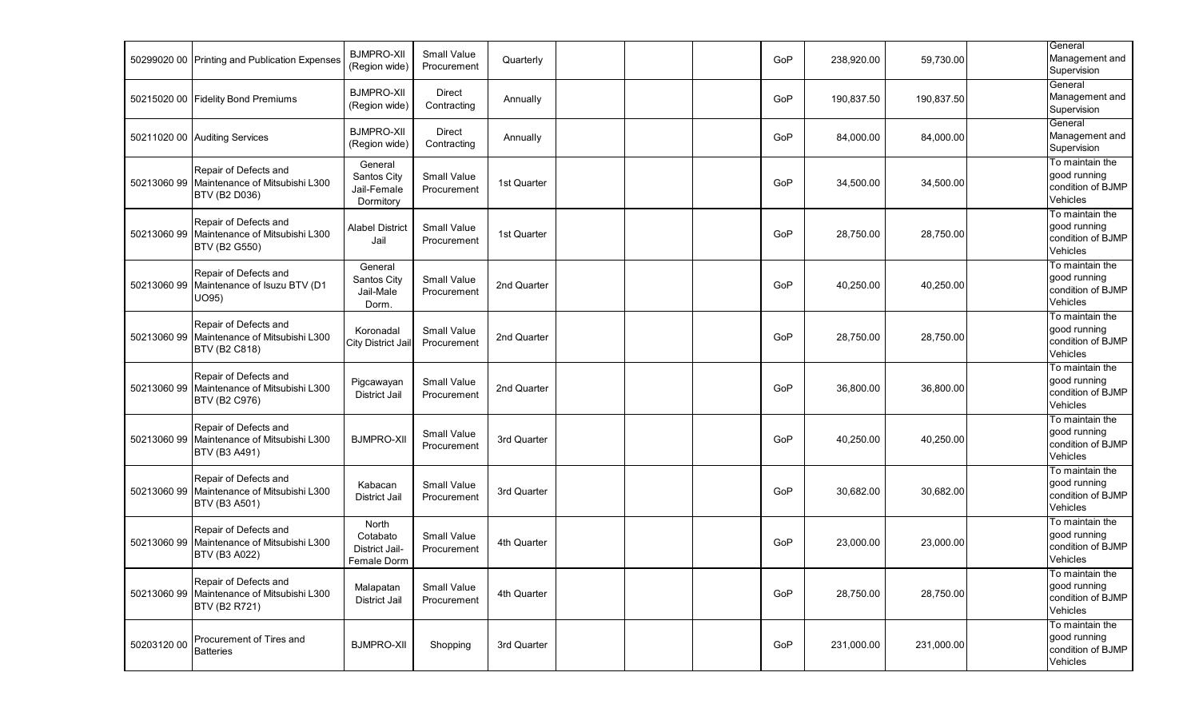| | | | | | | | | | | | | |
|---|---|---|---|---|---|---|---|---|---|---|---|---|
| 50299020 00 | Printing and Publication Expenses | BJMPRO-XII (Region wide) | Small Value Procurement | Quarterly | | | | GoP | 238,920.00 | 59,730.00 | | General Management and Supervision |
| 50215020 00 | Fidelity Bond Premiums | BJMPRO-XII (Region wide) | Direct Contracting | Annually | | | | GoP | 190,837.50 | 190,837.50 | | General Management and Supervision |
| 50211020 00 | Auditing Services | BJMPRO-XII (Region wide) | Direct Contracting | Annually | | | | GoP | 84,000.00 | 84,000.00 | | General Management and Supervision |
| 50213060 99 | Repair of Defects and Maintenance of Mitsubishi L300 BTV (B2 D036) | General Santos City Jail-Female Dormitory | Small Value Procurement | 1st Quarter | | | | GoP | 34,500.00 | 34,500.00 | | To maintain the good running condition of BJMP Vehicles |
| 50213060 99 | Repair of Defects and Maintenance of Mitsubishi L300 BTV (B2 G550) | Alabel District Jail | Small Value Procurement | 1st Quarter | | | | GoP | 28,750.00 | 28,750.00 | | To maintain the good running condition of BJMP Vehicles |
| 50213060 99 | Repair of Defects and Maintenance of Isuzu BTV (D1 UO95) | General Santos City Jail-Male Dorm. | Small Value Procurement | 2nd Quarter | | | | GoP | 40,250.00 | 40,250.00 | | To maintain the good running condition of BJMP Vehicles |
| 50213060 99 | Repair of Defects and Maintenance of Mitsubishi L300 BTV (B2 C818) | Koronadal City District Jail | Small Value Procurement | 2nd Quarter | | | | GoP | 28,750.00 | 28,750.00 | | To maintain the good running condition of BJMP Vehicles |
| 50213060 99 | Repair of Defects and Maintenance of Mitsubishi L300 BTV (B2 C976) | Pigcawayan District Jail | Small Value Procurement | 2nd Quarter | | | | GoP | 36,800.00 | 36,800.00 | | To maintain the good running condition of BJMP Vehicles |
| 50213060 99 | Repair of Defects and Maintenance of Mitsubishi L300 BTV (B3 A491) | BJMPRO-XII | Small Value Procurement | 3rd Quarter | | | | GoP | 40,250.00 | 40,250.00 | | To maintain the good running condition of BJMP Vehicles |
| 50213060 99 | Repair of Defects and Maintenance of Mitsubishi L300 BTV (B3 A501) | Kabacan District Jail | Small Value Procurement | 3rd Quarter | | | | GoP | 30,682.00 | 30,682.00 | | To maintain the good running condition of BJMP Vehicles |
| 50213060 99 | Repair of Defects and Maintenance of Mitsubishi L300 BTV (B3 A022) | North Cotabato District Jail-Female Dorm | Small Value Procurement | 4th Quarter | | | | GoP | 23,000.00 | 23,000.00 | | To maintain the good running condition of BJMP Vehicles |
| 50213060 99 | Repair of Defects and Maintenance of Mitsubishi L300 BTV (B2 R721) | Malapatan District Jail | Small Value Procurement | 4th Quarter | | | | GoP | 28,750.00 | 28,750.00 | | To maintain the good running condition of BJMP Vehicles |
| 50203120 00 | Procurement of Tires and Batteries | BJMPRO-XII | Shopping | 3rd Quarter | | | | GoP | 231,000.00 | 231,000.00 | | To maintain the good running condition of BJMP Vehicles |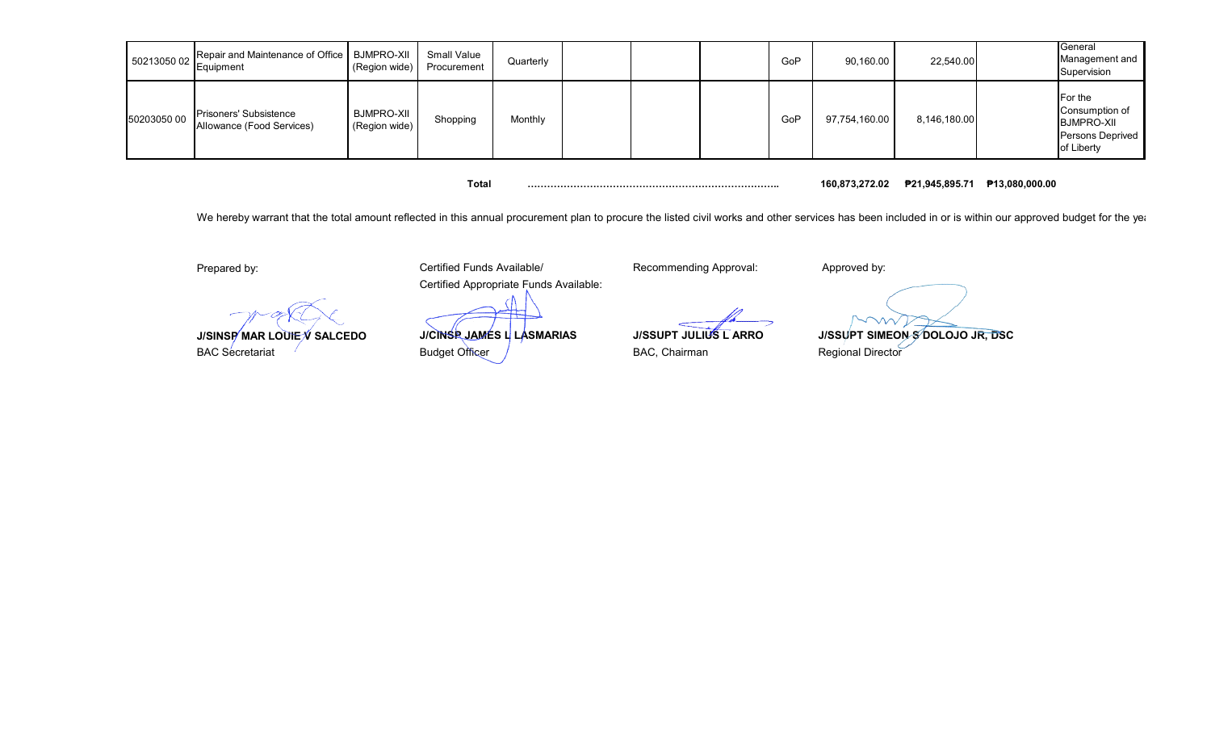| | | | | | | | | | | | | |
|---|---|---|---|---|---|---|---|---|---|---|---|---|
| 50213050 02 | Repair and Maintenance of Office Equipment | BJMPRO-XII (Region wide) | Small Value Procurement | Quarterly | | | | GoP | 90,160.00 | 22,540.00 | | General Management and Supervision |
| 50203050 00 | Prisoners' Subsistence Allowance (Food Services) | BJMPRO-XII (Region wide) | Shopping | Monthly | | | | GoP | 97,754,160.00 | 8,146,180.00 | | For the Consumption of BJMPRO-XII Persons Deprived of Liberty |
| | | | **Total** | ………………………………………………………………….. | | | | | **160,873,272.02** | **₱21,945,895.71** | **₱13,080,000.00** | |

We hereby warrant that the total amount reflected in this annual procurement plan to procure the listed civil works and other services has been included in or is within our approved budget for the ye

| Prepared by: | Certified Funds Available/ Certified Appropriate Funds Available: | Recommending Approval: | Approved by: |
|---|---|---|---|
| **J/SINSP MAR LOUIE V SALCEDO** | **J/CINSP JAMES L LASMARIAS** | **J/SSUPT JULIUS L ARRO** | **J/SSUPT SIMEON S DOLOJO JR, DSC** |
| BAC Secretariat | Budget Officer | BAC, Chairman | Regional Director |